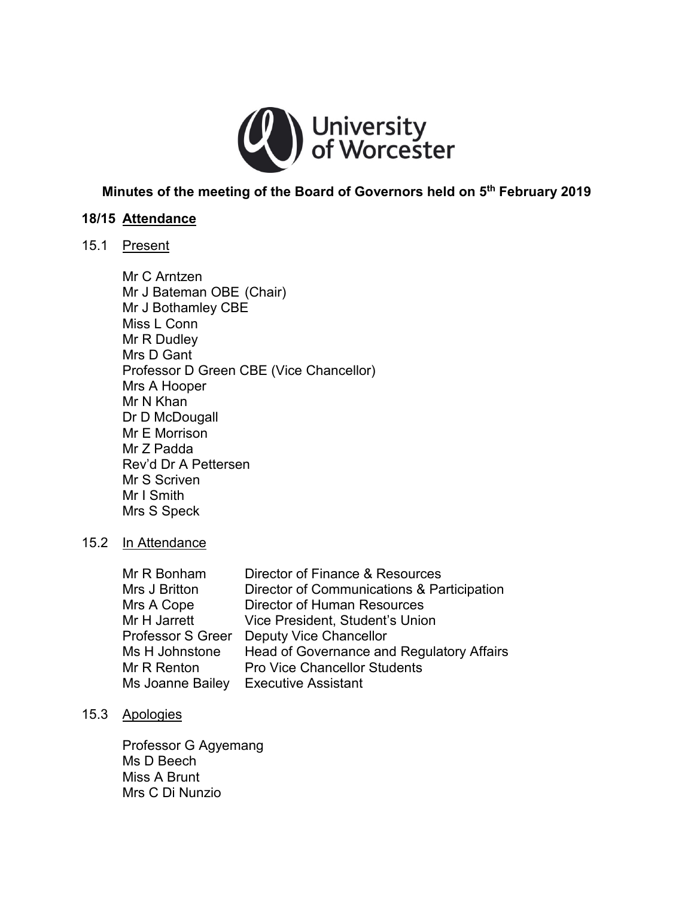University of Worcester

# Minutes of the meeting of the Board of Governors held on 5th February 2019

## 18/15 Attendance

### 15.1 Present

Mr C Arntzen
Mr J Bateman OBE (Chair)
Mr J Bothamley CBE
Miss L Conn
Mr R Dudley
Mrs D Gant
Professor D Green CBE (Vice Chancellor)
Mrs A Hooper
Mr N Khan
Dr D McDougall
Mr E Morrison
Mr Z Padda
Rev'd Dr A Pettersen
Mr S Scriven
Mr I Smith
Mrs S Speck

### 15.2 In Attendance

| | |
|---|---|
| Mr R Bonham | Director of Finance & Resources |
| Mrs J Britton | Director of Communications & Participation |
| Mrs A Cope | Director of Human Resources |
| Mr H Jarrett | Vice President, Student's Union |
| Professor S Greer | Deputy Vice Chancellor |
| Ms H Johnstone | Head of Governance and Regulatory Affairs |
| Mr R Renton | Pro Vice Chancellor Students |
| Ms Joanne Bailey | Executive Assistant |

### 15.3 Apologies

Professor G Agyemang
Ms D Beech
Miss A Brunt
Mrs C Di Nunzio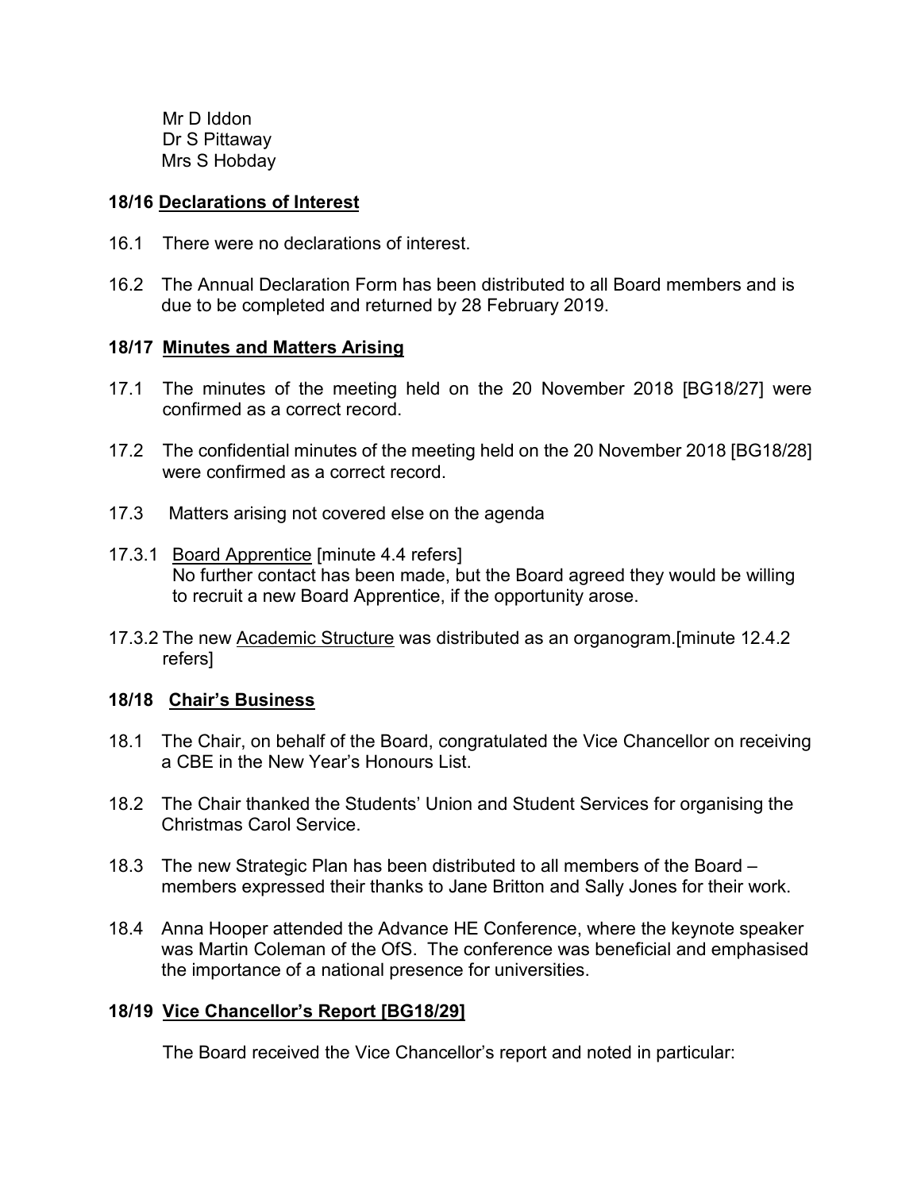Mr D Iddon
Dr S Pittaway
Mrs S Hobday

**18/16 Declarations of Interest**

16.1 There were no declarations of interest.

16.2 The Annual Declaration Form has been distributed to all Board members and is due to be completed and returned by 28 February 2019.

**18/17 Minutes and Matters Arising**

17.1 The minutes of the meeting held on the 20 November 2018 [BG18/27] were confirmed as a correct record.

17.2 The confidential minutes of the meeting held on the 20 November 2018 [BG18/28] were confirmed as a correct record.

17.3 Matters arising not covered else on the agenda

17.3.1 Board Apprentice [minute 4.4 refers]
No further contact has been made, but the Board agreed they would be willing to recruit a new Board Apprentice, if the opportunity arose.

17.3.2 The new Academic Structure was distributed as an organogram.[minute 12.4.2 refers]

**18/18 Chair's Business**

18.1 The Chair, on behalf of the Board, congratulated the Vice Chancellor on receiving a CBE in the New Year's Honours List.

18.2 The Chair thanked the Students' Union and Student Services for organising the Christmas Carol Service.

18.3 The new Strategic Plan has been distributed to all members of the Board – members expressed their thanks to Jane Britton and Sally Jones for their work.

18.4 Anna Hooper attended the Advance HE Conference, where the keynote speaker was Martin Coleman of the OfS. The conference was beneficial and emphasised the importance of a national presence for universities.

**18/19 Vice Chancellor's Report [BG18/29]**

The Board received the Vice Chancellor's report and noted in particular: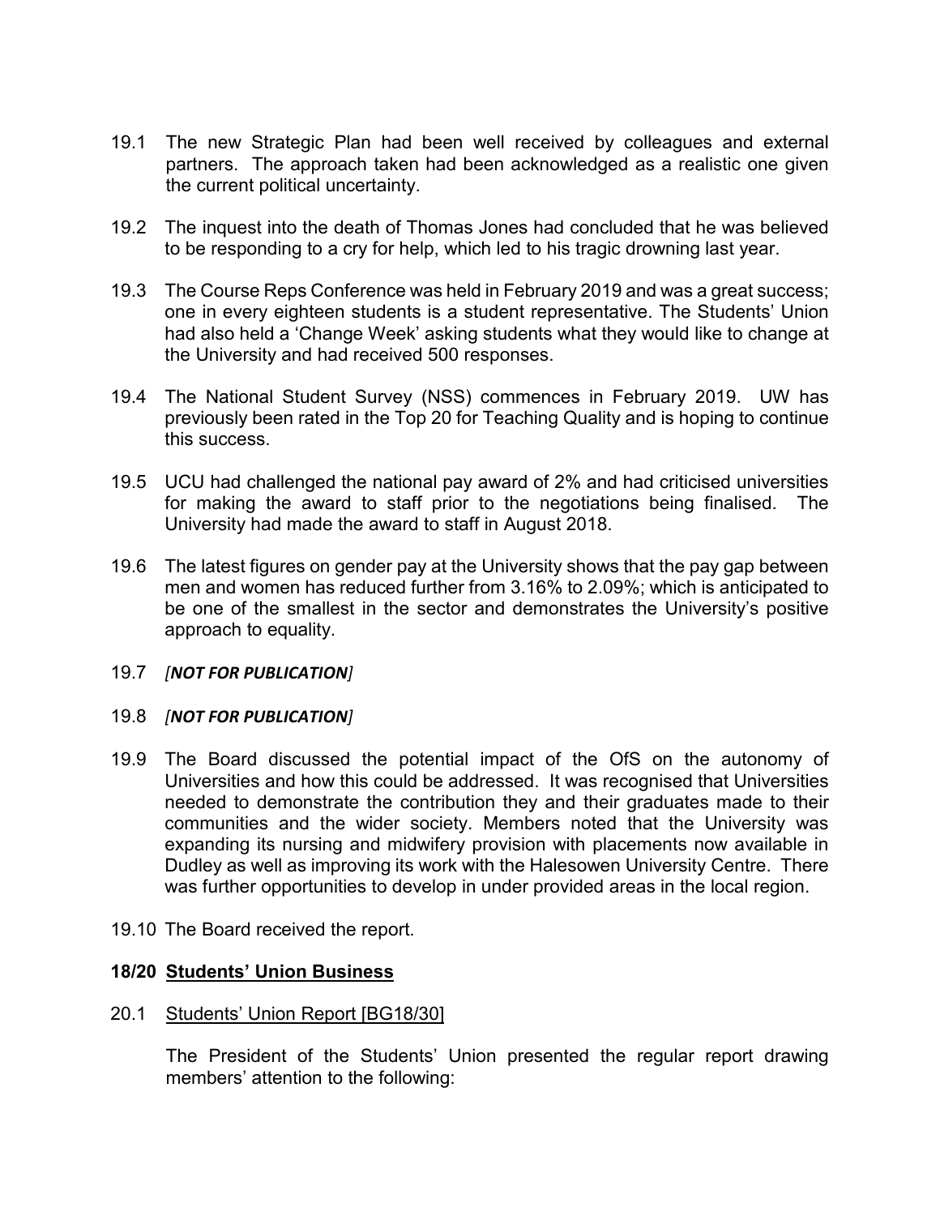19.1 The new Strategic Plan had been well received by colleagues and external partners. The approach taken had been acknowledged as a realistic one given the current political uncertainty.

19.2 The inquest into the death of Thomas Jones had concluded that he was believed to be responding to a cry for help, which led to his tragic drowning last year.

19.3 The Course Reps Conference was held in February 2019 and was a great success; one in every eighteen students is a student representative. The Students' Union had also held a 'Change Week' asking students what they would like to change at the University and had received 500 responses.

19.4 The National Student Survey (NSS) commences in February 2019. UW has previously been rated in the Top 20 for Teaching Quality and is hoping to continue this success.

19.5 UCU had challenged the national pay award of 2% and had criticised universities for making the award to staff prior to the negotiations being finalised. The University had made the award to staff in August 2018.

19.6 The latest figures on gender pay at the University shows that the pay gap between men and women has reduced further from 3.16% to 2.09%; which is anticipated to be one of the smallest in the sector and demonstrates the University's positive approach to equality.

19.7 *[**NOT FOR PUBLICATION**]*

19.8 *[**NOT FOR PUBLICATION**]*

19.9 The Board discussed the potential impact of the OfS on the autonomy of Universities and how this could be addressed. It was recognised that Universities needed to demonstrate the contribution they and their graduates made to their communities and the wider society. Members noted that the University was expanding its nursing and midwifery provision with placements now available in Dudley as well as improving its work with the Halesowen University Centre. There was further opportunities to develop in under provided areas in the local region.

19.10 The Board received the report.

## 18/20 Students' Union Business

20.1 Students' Union Report [BG18/30]

The President of the Students' Union presented the regular report drawing members' attention to the following: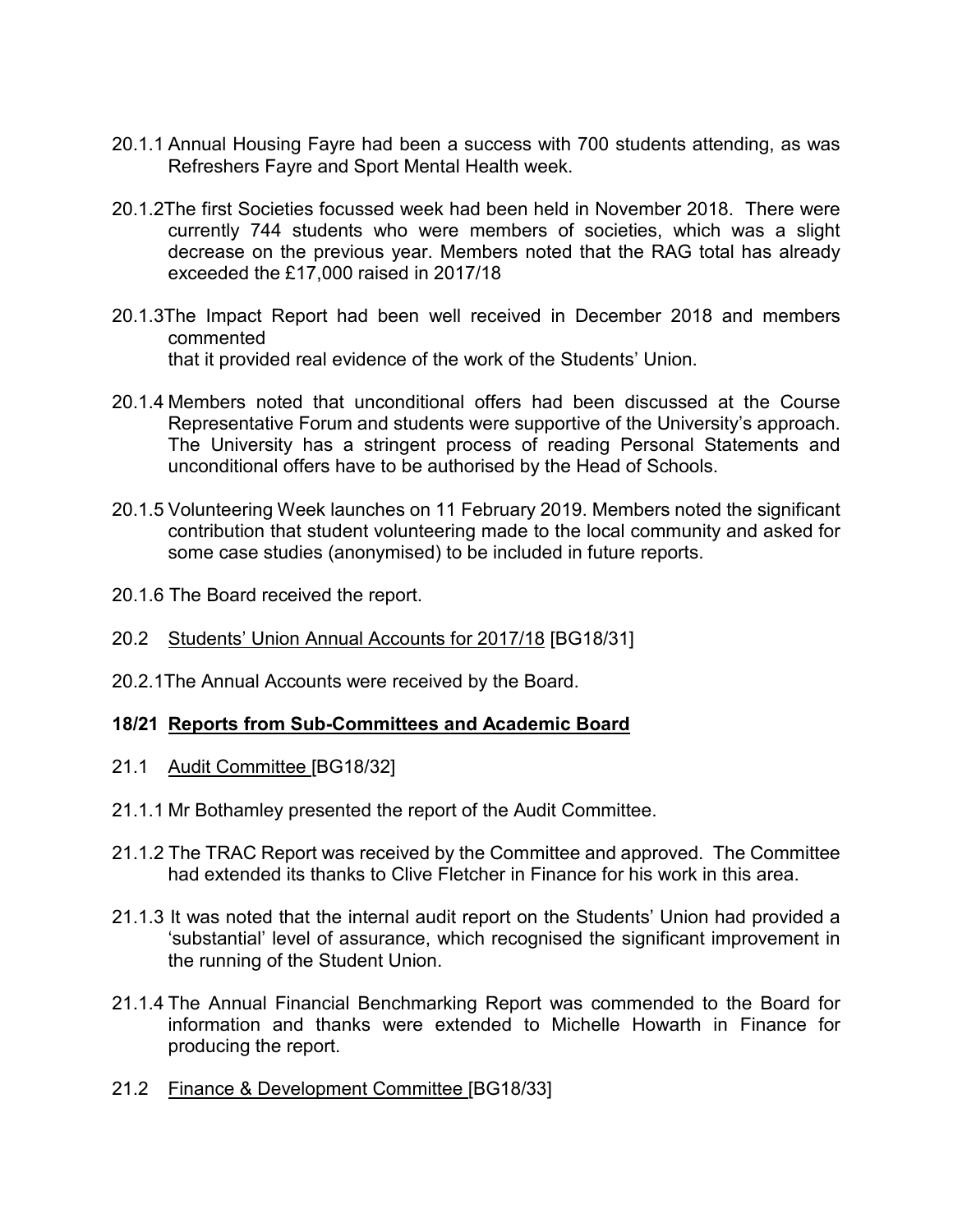20.1.1 Annual Housing Fayre had been a success with 700 students attending, as was Refreshers Fayre and Sport Mental Health week.

20.1.2 The first Societies focussed week had been held in November 2018. There were currently 744 students who were members of societies, which was a slight decrease on the previous year. Members noted that the RAG total has already exceeded the £17,000 raised in 2017/18

20.1.3 The Impact Report had been well received in December 2018 and members commented that it provided real evidence of the work of the Students' Union.

20.1.4 Members noted that unconditional offers had been discussed at the Course Representative Forum and students were supportive of the University's approach. The University has a stringent process of reading Personal Statements and unconditional offers have to be authorised by the Head of Schools.

20.1.5 Volunteering Week launches on 11 February 2019. Members noted the significant contribution that student volunteering made to the local community and asked for some case studies (anonymised) to be included in future reports.

20.1.6 The Board received the report.

20.2 Students' Union Annual Accounts for 2017/18 [BG18/31]

20.2.1 The Annual Accounts were received by the Board.

**18/21 Reports from Sub-Committees and Academic Board**

21.1 Audit Committee [BG18/32]

21.1.1 Mr Bothamley presented the report of the Audit Committee.

21.1.2 The TRAC Report was received by the Committee and approved. The Committee had extended its thanks to Clive Fletcher in Finance for his work in this area.

21.1.3 It was noted that the internal audit report on the Students' Union had provided a 'substantial' level of assurance, which recognised the significant improvement in the running of the Student Union.

21.1.4 The Annual Financial Benchmarking Report was commended to the Board for information and thanks were extended to Michelle Howarth in Finance for producing the report.

21.2 Finance & Development Committee [BG18/33]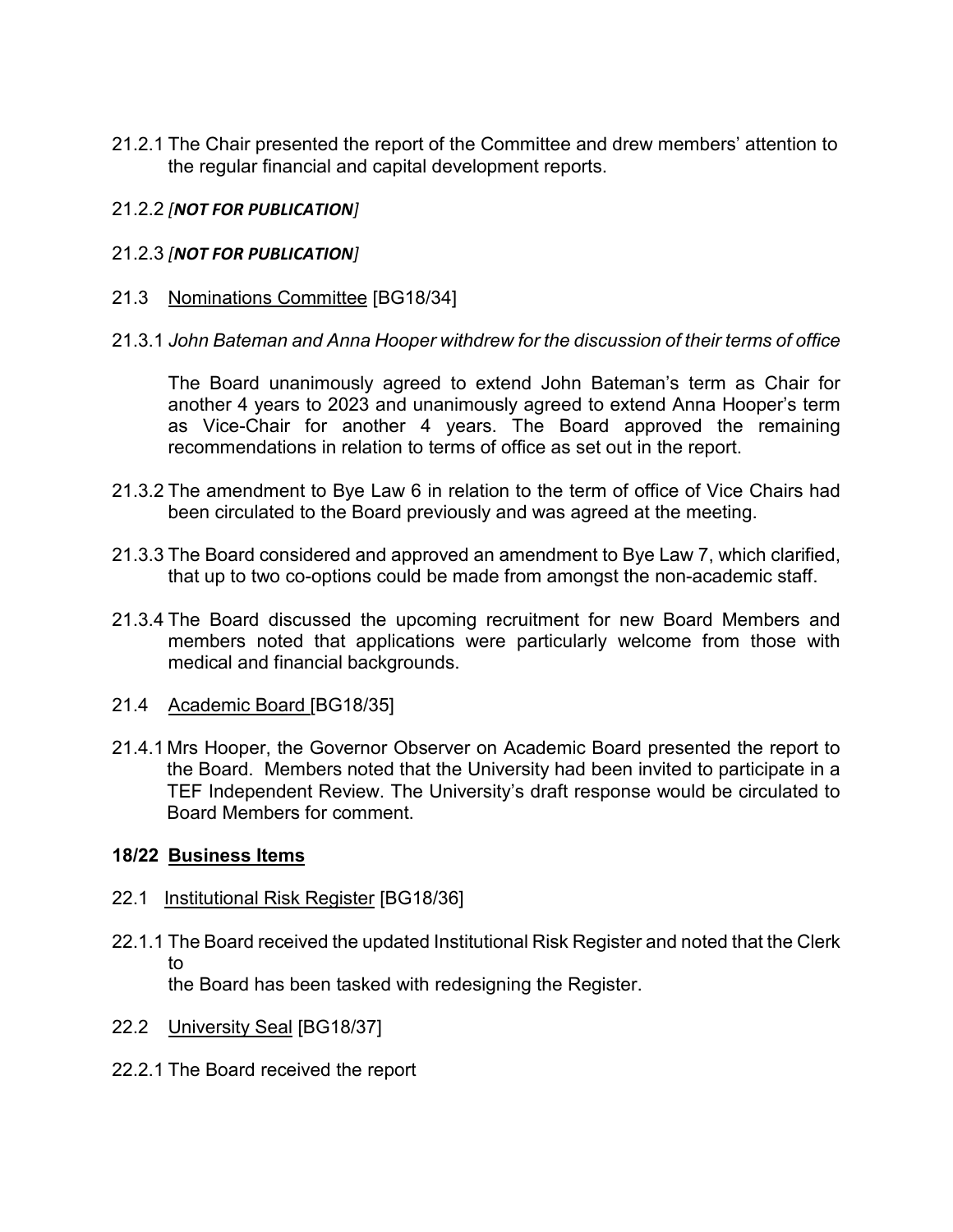21.2.1 The Chair presented the report of the Committee and drew members' attention to the regular financial and capital development reports.

21.2.2 *[**NOT FOR PUBLICATION**]*

21.2.3 *[**NOT FOR PUBLICATION**]*

21.3 Nominations Committee [BG18/34]

21.3.1 *John Bateman and Anna Hooper withdrew for the discussion of their terms of office*

The Board unanimously agreed to extend John Bateman's term as Chair for another 4 years to 2023 and unanimously agreed to extend Anna Hooper's term as Vice-Chair for another 4 years. The Board approved the remaining recommendations in relation to terms of office as set out in the report.

21.3.2 The amendment to Bye Law 6 in relation to the term of office of Vice Chairs had been circulated to the Board previously and was agreed at the meeting.

21.3.3 The Board considered and approved an amendment to Bye Law 7, which clarified, that up to two co-options could be made from amongst the non-academic staff.

21.3.4 The Board discussed the upcoming recruitment for new Board Members and members noted that applications were particularly welcome from those with medical and financial backgrounds.

21.4 Academic Board [BG18/35]

21.4.1 Mrs Hooper, the Governor Observer on Academic Board presented the report to the Board. Members noted that the University had been invited to participate in a TEF Independent Review. The University's draft response would be circulated to Board Members for comment.

**18/22 Business Items**

22.1 Institutional Risk Register [BG18/36]

22.1.1 The Board received the updated Institutional Risk Register and noted that the Clerk to
the Board has been tasked with redesigning the Register.

22.2 University Seal [BG18/37]

22.2.1 The Board received the report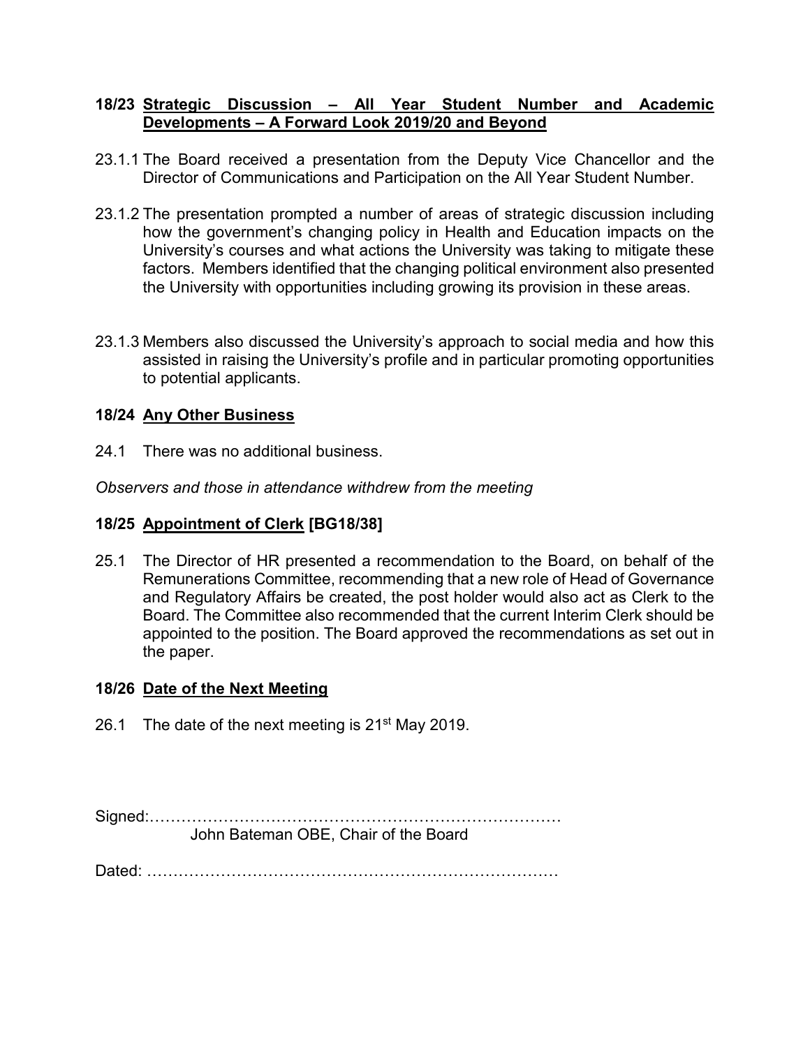### 18/23 <u>Strategic Discussion – All Year Student Number and Academic Developments – A Forward Look 2019/20 and Beyond</u>

23.1.1 The Board received a presentation from the Deputy Vice Chancellor and the Director of Communications and Participation on the All Year Student Number.

23.1.2 The presentation prompted a number of areas of strategic discussion including how the government's changing policy in Health and Education impacts on the University's courses and what actions the University was taking to mitigate these factors. Members identified that the changing political environment also presented the University with opportunities including growing its provision in these areas.

23.1.3 Members also discussed the University's approach to social media and how this assisted in raising the University's profile and in particular promoting opportunities to potential applicants.

### 18/24 <u>Any Other Business</u>

24.1 There was no additional business.

*Observers and those in attendance withdrew from the meeting*

### 18/25 <u>Appointment of Clerk</u> [BG18/38]

25.1 The Director of HR presented a recommendation to the Board, on behalf of the Remunerations Committee, recommending that a new role of Head of Governance and Regulatory Affairs be created, the post holder would also act as Clerk to the Board. The Committee also recommended that the current Interim Clerk should be appointed to the position. The Board approved the recommendations as set out in the paper.

### 18/26 <u>Date of the Next Meeting</u>

26.1 The date of the next meeting is 21st May 2019.

Signed:………………………………………………………………………
John Bateman OBE, Chair of the Board

Dated: ………………………………………………………………………